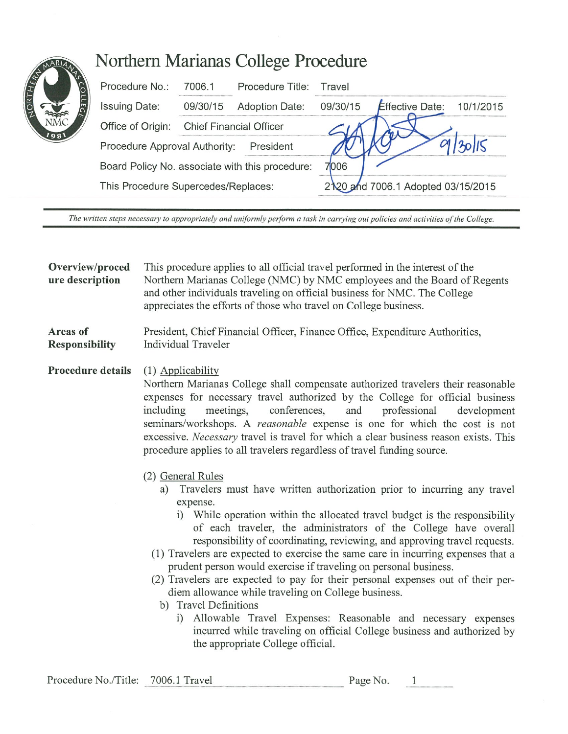# Northern Marianas College Procedure

| Procedure No.: | 7006.1 | Procedure Title: | Travel | | |
|---|---|---|---|---|---|
| Issuing Date: | 09/30/15 | Adoption Date: | 09/30/15 | Effective Date: | 10/1/2015 |
| Office of Origin: | Chief Financial Officer | | | | |
| Procedure Approval Authority: | President | | 9/30/15 | | |
| Board Policy No. associate with this procedure: | | | 7006 | | |
| This Procedure Supercedes/Replaces: | | | 2120 and 7006.1 Adopted 03/15/2015 | | |

*The written steps necessary to appropriately and uniformly perform a task in carrying out policies and activities of the College.*

**Overview/procedure description**

This procedure applies to all official travel performed in the interest of the Northern Marianas College (NMC) by NMC employees and the Board of Regents and other individuals traveling on official business for NMC. The College appreciates the efforts of those who travel on College business.

**Areas of Responsibility**

President, Chief Financial Officer, Finance Office, Expenditure Authorities, Individual Traveler

**Procedure details**

(1) Applicability

Northern Marianas College shall compensate authorized travelers their reasonable expenses for necessary travel authorized by the College for official business including meetings, conferences, and professional development seminars/workshops. A *reasonable* expense is one for which the cost is not excessive. *Necessary* travel is travel for which a clear business reason exists. This procedure applies to all travelers regardless of travel funding source.

(2) General Rules

a) Travelers must have written authorization prior to incurring any travel expense.
   - i) While operation within the allocated travel budget is the responsibility of each traveler, the administrators of the College have overall responsibility of coordinating, reviewing, and approving travel requests.

(1) Travelers are expected to exercise the same care in incurring expenses that a prudent person would exercise if traveling on personal business.

(2) Travelers are expected to pay for their personal expenses out of their per-diem allowance while traveling on College business.

b) Travel Definitions
   - i) Allowable Travel Expenses: Reasonable and necessary expenses incurred while traveling on official College business and authorized by the appropriate College official.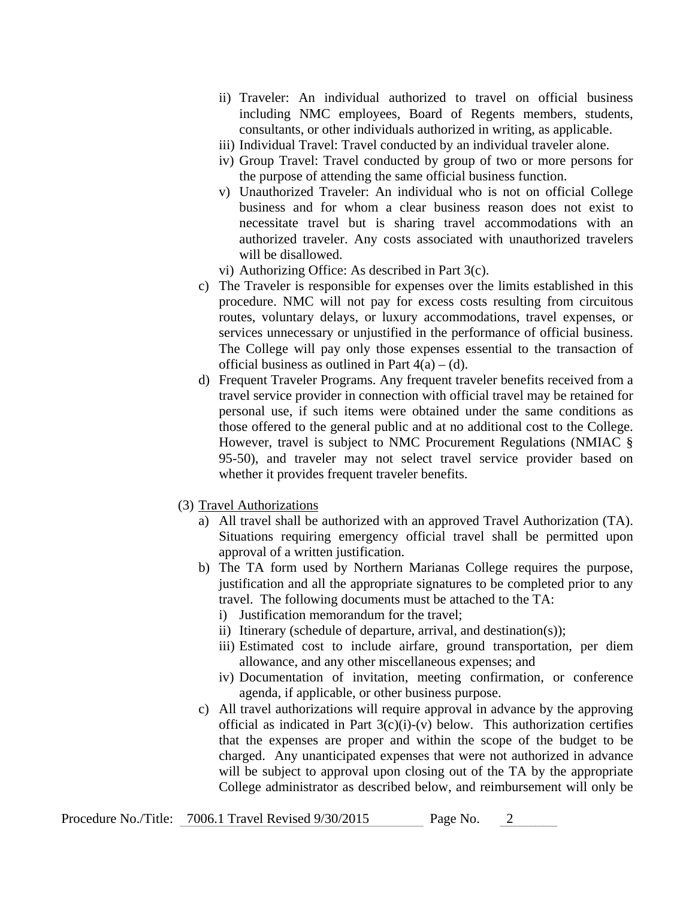- ii) Traveler: An individual authorized to travel on official business including NMC employees, Board of Regents members, students, consultants, or other individuals authorized in writing, as applicable.
   - iii) Individual Travel: Travel conducted by an individual traveler alone.
   - iv) Group Travel: Travel conducted by group of two or more persons for the purpose of attending the same official business function.
   - v) Unauthorized Traveler: An individual who is not on official College business and for whom a clear business reason does not exist to necessitate travel but is sharing travel accommodations with an authorized traveler. Any costs associated with unauthorized travelers will be disallowed.
   - vi) Authorizing Office: As described in Part 3(c).
- c) The Traveler is responsible for expenses over the limits established in this procedure. NMC will not pay for excess costs resulting from circuitous routes, voluntary delays, or luxury accommodations, travel expenses, or services unnecessary or unjustified in the performance of official business. The College will pay only those expenses essential to the transaction of official business as outlined in Part 4(a) – (d).
- d) Frequent Traveler Programs. Any frequent traveler benefits received from a travel service provider in connection with official travel may be retained for personal use, if such items were obtained under the same conditions as those offered to the general public and at no additional cost to the College. However, travel is subject to NMC Procurement Regulations (NMIAC § 95-50), and traveler may not select travel service provider based on whether it provides frequent traveler benefits.

(3) Travel Authorizations

- a) All travel shall be authorized with an approved Travel Authorization (TA). Situations requiring emergency official travel shall be permitted upon approval of a written justification.
- b) The TA form used by Northern Marianas College requires the purpose, justification and all the appropriate signatures to be completed prior to any travel. The following documents must be attached to the TA:
   - i) Justification memorandum for the travel;
   - ii) Itinerary (schedule of departure, arrival, and destination(s));
   - iii) Estimated cost to include airfare, ground transportation, per diem allowance, and any other miscellaneous expenses; and
   - iv) Documentation of invitation, meeting confirmation, or conference agenda, if applicable, or other business purpose.
- c) All travel authorizations will require approval in advance by the approving official as indicated in Part 3(c)(i)-(v) below. This authorization certifies that the expenses are proper and within the scope of the budget to be charged. Any unanticipated expenses that were not authorized in advance will be subject to approval upon closing out of the TA by the appropriate College administrator as described below, and reimbursement will only be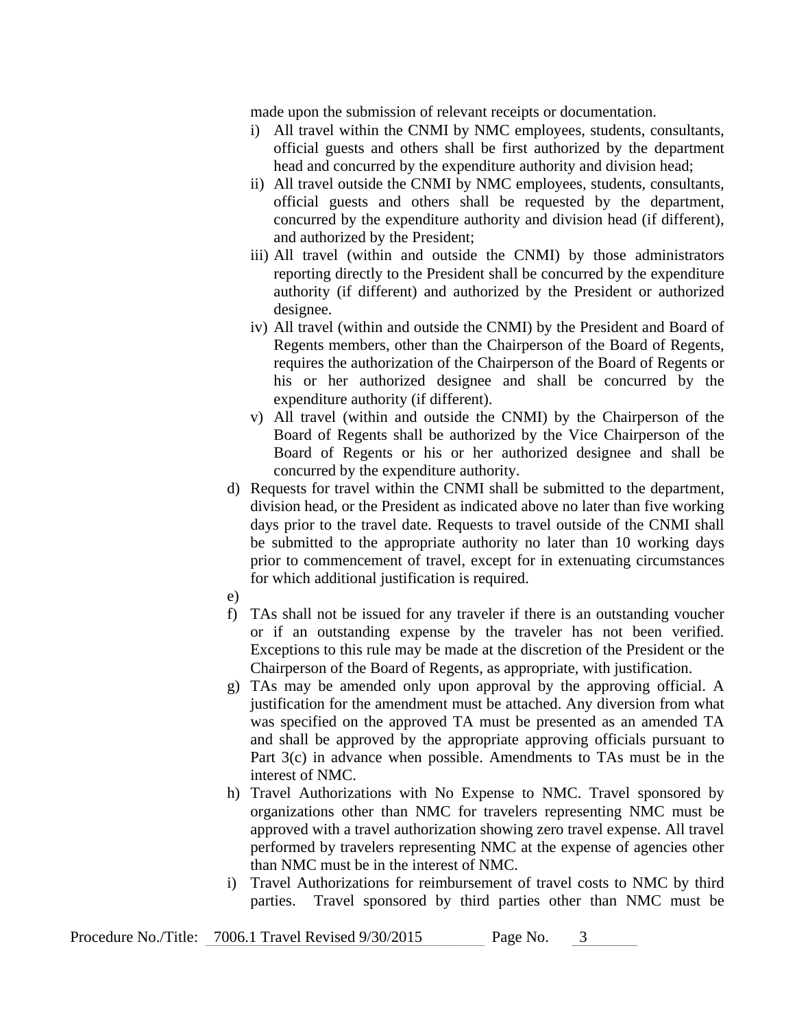made upon the submission of relevant receipts or documentation.

i) All travel within the CNMI by NMC employees, students, consultants, official guests and others shall be first authorized by the department head and concurred by the expenditure authority and division head;

ii) All travel outside the CNMI by NMC employees, students, consultants, official guests and others shall be requested by the department, concurred by the expenditure authority and division head (if different), and authorized by the President;

iii) All travel (within and outside the CNMI) by those administrators reporting directly to the President shall be concurred by the expenditure authority (if different) and authorized by the President or authorized designee.

iv) All travel (within and outside the CNMI) by the President and Board of Regents members, other than the Chairperson of the Board of Regents, requires the authorization of the Chairperson of the Board of Regents or his or her authorized designee and shall be concurred by the expenditure authority (if different).

v) All travel (within and outside the CNMI) by the Chairperson of the Board of Regents shall be authorized by the Vice Chairperson of the Board of Regents or his or her authorized designee and shall be concurred by the expenditure authority.

d) Requests for travel within the CNMI shall be submitted to the department, division head, or the President as indicated above no later than five working days prior to the travel date. Requests to travel outside of the CNMI shall be submitted to the appropriate authority no later than 10 working days prior to commencement of travel, except for in extenuating circumstances for which additional justification is required.

e)

f) TAs shall not be issued for any traveler if there is an outstanding voucher or if an outstanding expense by the traveler has not been verified. Exceptions to this rule may be made at the discretion of the President or the Chairperson of the Board of Regents, as appropriate, with justification.

g) TAs may be amended only upon approval by the approving official. A justification for the amendment must be attached. Any diversion from what was specified on the approved TA must be presented as an amended TA and shall be approved by the appropriate approving officials pursuant to Part 3(c) in advance when possible. Amendments to TAs must be in the interest of NMC.

h) Travel Authorizations with No Expense to NMC. Travel sponsored by organizations other than NMC for travelers representing NMC must be approved with a travel authorization showing zero travel expense. All travel performed by travelers representing NMC at the expense of agencies other than NMC must be in the interest of NMC.

i) Travel Authorizations for reimbursement of travel costs to NMC by third parties. Travel sponsored by third parties other than NMC must be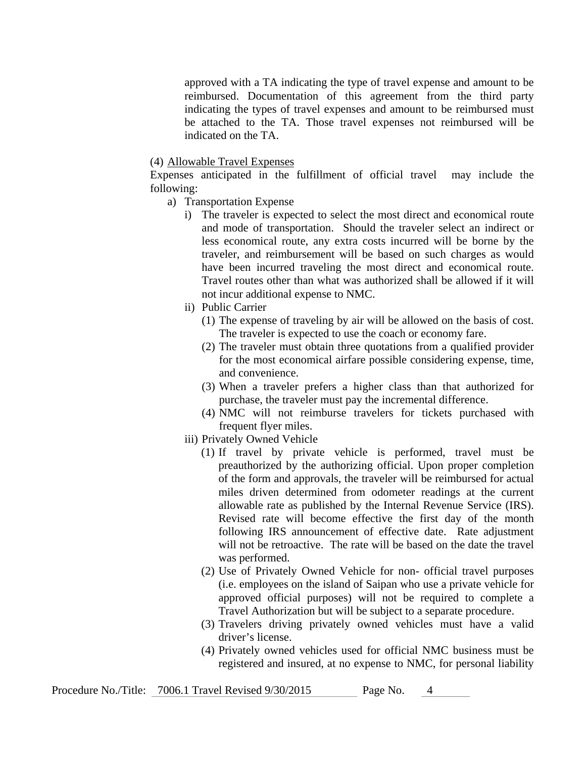approved with a TA indicating the type of travel expense and amount to be reimbursed. Documentation of this agreement from the third party indicating the types of travel expenses and amount to be reimbursed must be attached to the TA. Those travel expenses not reimbursed will be indicated on the TA.

(4) Allowable Travel Expenses

Expenses anticipated in the fulfillment of official travel may include the following:

a) Transportation Expense
   i) The traveler is expected to select the most direct and economical route and mode of transportation. Should the traveler select an indirect or less economical route, any extra costs incurred will be borne by the traveler, and reimbursement will be based on such charges as would have been incurred traveling the most direct and economical route. Travel routes other than what was authorized shall be allowed if it will not incur additional expense to NMC.
   ii) Public Carrier
      (1) The expense of traveling by air will be allowed on the basis of cost. The traveler is expected to use the coach or economy fare.
      (2) The traveler must obtain three quotations from a qualified provider for the most economical airfare possible considering expense, time, and convenience.
      (3) When a traveler prefers a higher class than that authorized for purchase, the traveler must pay the incremental difference.
      (4) NMC will not reimburse travelers for tickets purchased with frequent flyer miles.
   iii) Privately Owned Vehicle
      (1) If travel by private vehicle is performed, travel must be preauthorized by the authorizing official. Upon proper completion of the form and approvals, the traveler will be reimbursed for actual miles driven determined from odometer readings at the current allowable rate as published by the Internal Revenue Service (IRS). Revised rate will become effective the first day of the month following IRS announcement of effective date. Rate adjustment will not be retroactive. The rate will be based on the date the travel was performed.
      (2) Use of Privately Owned Vehicle for non- official travel purposes (i.e. employees on the island of Saipan who use a private vehicle for approved official purposes) will not be required to complete a Travel Authorization but will be subject to a separate procedure.
      (3) Travelers driving privately owned vehicles must have a valid driver's license.
      (4) Privately owned vehicles used for official NMC business must be registered and insured, at no expense to NMC, for personal liability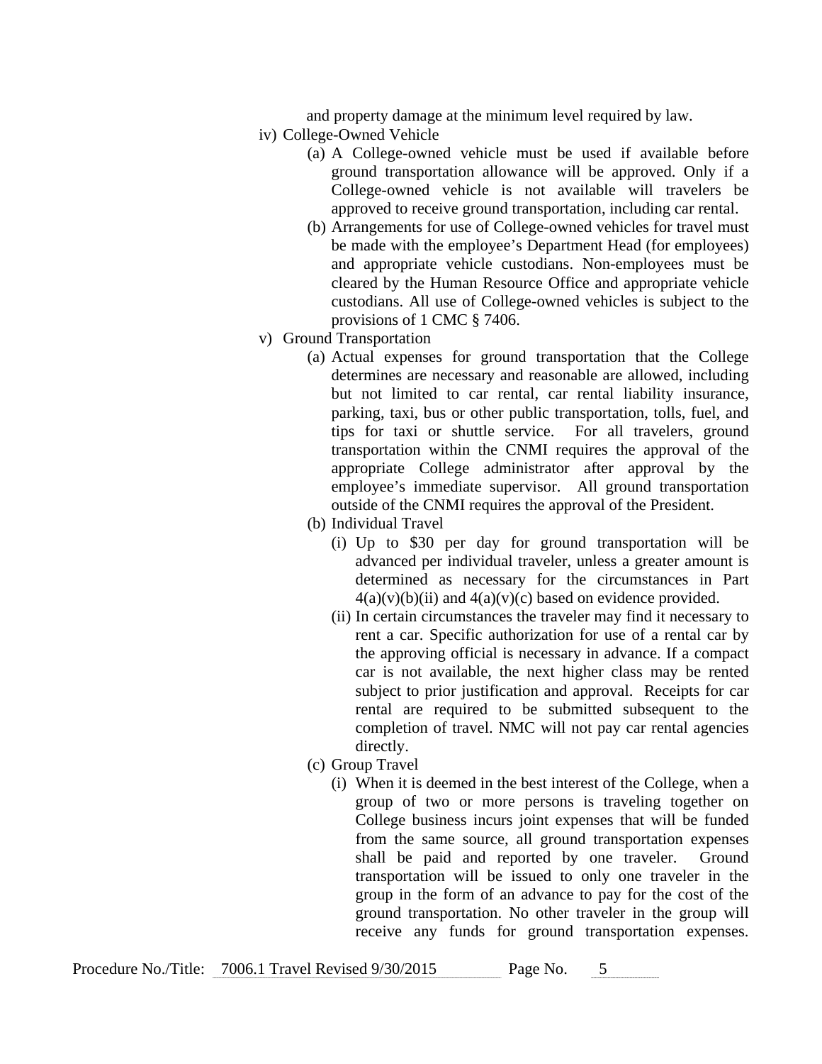and property damage at the minimum level required by law.

iv) College-Owned Vehicle

(a) A College-owned vehicle must be used if available before ground transportation allowance will be approved. Only if a College-owned vehicle is not available will travelers be approved to receive ground transportation, including car rental.

(b) Arrangements for use of College-owned vehicles for travel must be made with the employee's Department Head (for employees) and appropriate vehicle custodians. Non-employees must be cleared by the Human Resource Office and appropriate vehicle custodians. All use of College-owned vehicles is subject to the provisions of 1 CMC § 7406.

v) Ground Transportation

(a) Actual expenses for ground transportation that the College determines are necessary and reasonable are allowed, including but not limited to car rental, car rental liability insurance, parking, taxi, bus or other public transportation, tolls, fuel, and tips for taxi or shuttle service. For all travelers, ground transportation within the CNMI requires the approval of the appropriate College administrator after approval by the employee's immediate supervisor. All ground transportation outside of the CNMI requires the approval of the President.

(b) Individual Travel

(i) Up to $30 per day for ground transportation will be advanced per individual traveler, unless a greater amount is determined as necessary for the circumstances in Part 4(a)(v)(b)(ii) and 4(a)(v)(c) based on evidence provided.

(ii) In certain circumstances the traveler may find it necessary to rent a car. Specific authorization for use of a rental car by the approving official is necessary in advance. If a compact car is not available, the next higher class may be rented subject to prior justification and approval. Receipts for car rental are required to be submitted subsequent to the completion of travel. NMC will not pay car rental agencies directly.

(c) Group Travel

(i) When it is deemed in the best interest of the College, when a group of two or more persons is traveling together on College business incurs joint expenses that will be funded from the same source, all ground transportation expenses shall be paid and reported by one traveler. Ground transportation will be issued to only one traveler in the group in the form of an advance to pay for the cost of the ground transportation. No other traveler in the group will receive any funds for ground transportation expenses.

Procedure No./Title: 7006.1 Travel Revised 9/30/2015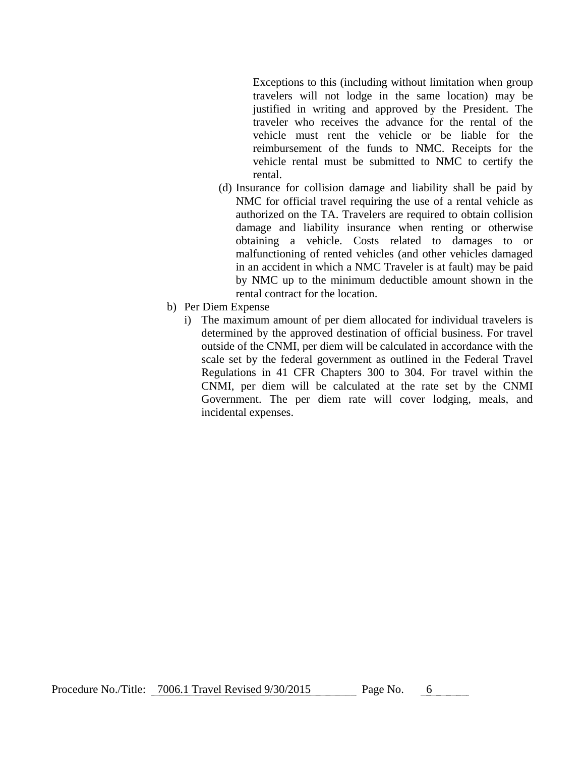Exceptions to this (including without limitation when group travelers will not lodge in the same location) may be justified in writing and approved by the President. The traveler who receives the advance for the rental of the vehicle must rent the vehicle or be liable for the reimbursement of the funds to NMC. Receipts for the vehicle rental must be submitted to NMC to certify the rental.

(d) Insurance for collision damage and liability shall be paid by NMC for official travel requiring the use of a rental vehicle as authorized on the TA. Travelers are required to obtain collision damage and liability insurance when renting or otherwise obtaining a vehicle. Costs related to damages to or malfunctioning of rented vehicles (and other vehicles damaged in an accident in which a NMC Traveler is at fault) may be paid by NMC up to the minimum deductible amount shown in the rental contract for the location.

b) Per Diem Expense

i) The maximum amount of per diem allocated for individual travelers is determined by the approved destination of official business. For travel outside of the CNMI, per diem will be calculated in accordance with the scale set by the federal government as outlined in the Federal Travel Regulations in 41 CFR Chapters 300 to 304. For travel within the CNMI, per diem will be calculated at the rate set by the CNMI Government. The per diem rate will cover lodging, meals, and incidental expenses.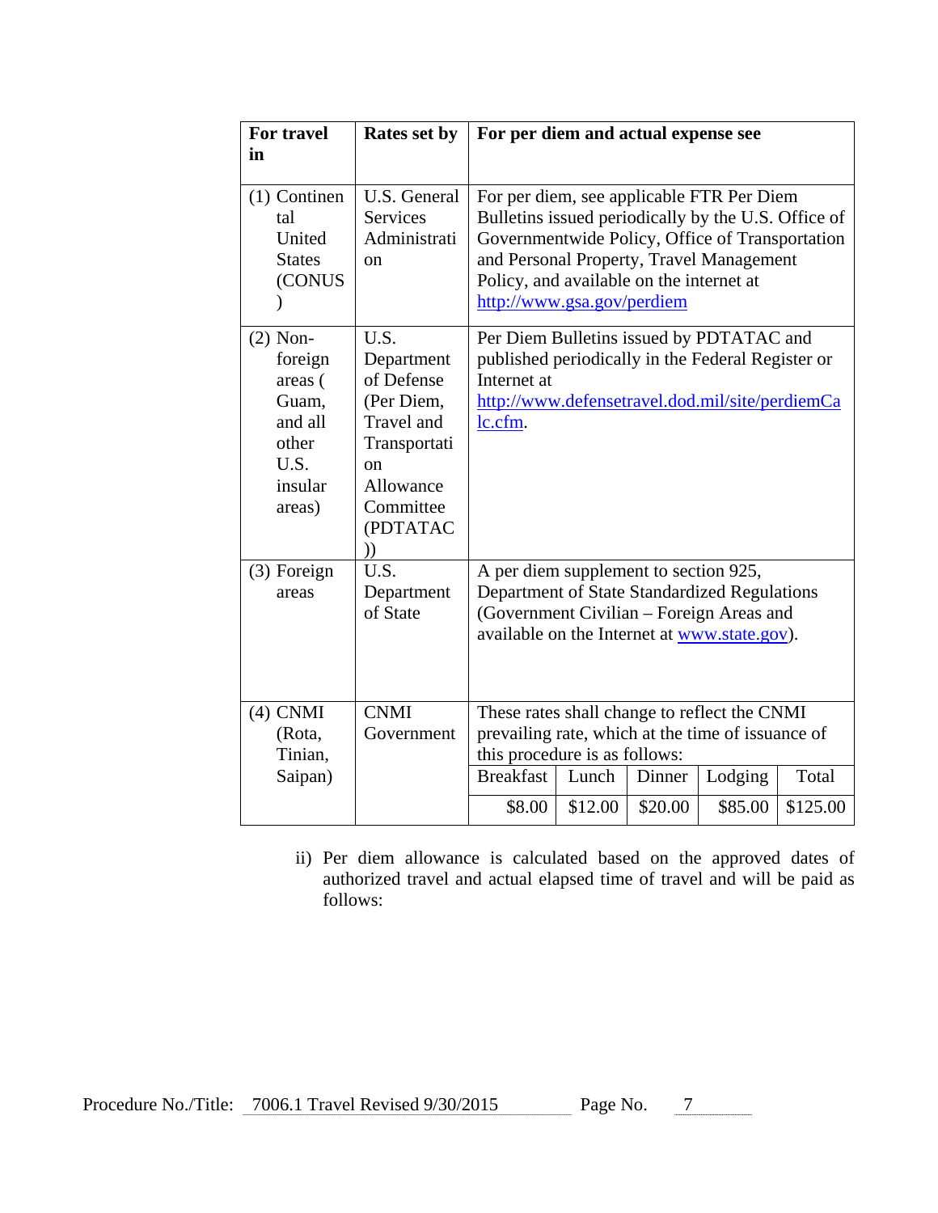| For travel in | Rates set by | For per diem and actual expense see |
|---|---|---|
| (1) Continental United States (CONUS) | U.S. General Services Administration | For per diem, see applicable FTR Per Diem Bulletins issued periodically by the U.S. Office of Governmentwide Policy, Office of Transportation and Personal Property, Travel Management Policy, and available on the internet at [http://www.gsa.gov/perdiem](http://www.gsa.gov/perdiem) |
| (2) Non-foreign areas ( Guam, and all other U.S. insular areas) | U.S. Department of Defense (Per Diem, Travel and Transportation Allowance Committee (PDTATAC)) | Per Diem Bulletins issued by PDTATAC and published periodically in the Federal Register or Internet at [http://www.defensetravel.dod.mil/site/perdiemCalc.cfm](http://www.defensetravel.dod.mil/site/perdiemCalc.cfm). |
| (3) Foreign areas | U.S. Department of State | A per diem supplement to section 925, Department of State Standardized Regulations (Government Civilian – Foreign Areas and available on the Internet at [www.state.gov](www.state.gov)). |
| (4) CNMI (Rota, Tinian, Saipan) | CNMI Government | These rates shall change to reflect the CNMI prevailing rate, which at the time of issuance of this procedure is as follows:<br>Breakfast: $8.00; Lunch: $12.00; Dinner: $20.00; Lodging: $85.00; Total: $125.00 |

ii) Per diem allowance is calculated based on the approved dates of authorized travel and actual elapsed time of travel and will be paid as follows: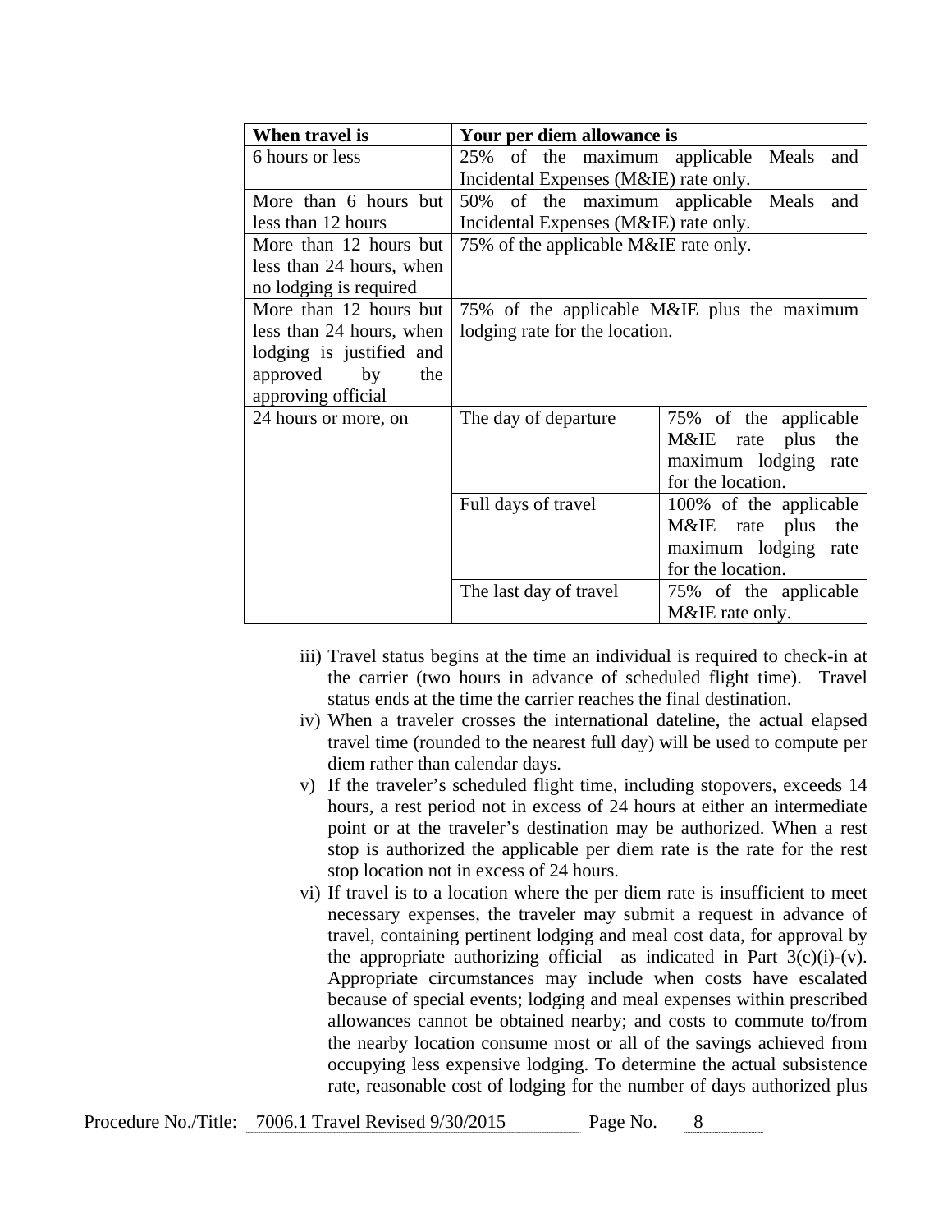| When travel is | Your per diem allowance is | |
|---|---|---|
| 6 hours or less | 25% of the maximum applicable Meals and Incidental Expenses (M&IE) rate only. | |
| More than 6 hours but less than 12 hours | 50% of the maximum applicable Meals and Incidental Expenses (M&IE) rate only. | |
| More than 12 hours but less than 24 hours, when no lodging is required | 75% of the applicable M&IE rate only. | |
| More than 12 hours but less than 24 hours, when lodging is justified and approved by the approving official | 75% of the applicable M&IE plus the maximum lodging rate for the location. | |
| 24 hours or more, on | The day of departure | 75% of the applicable M&IE rate plus the maximum lodging rate for the location. |
| | Full days of travel | 100% of the applicable M&IE rate plus the maximum lodging rate for the location. |
| | The last day of travel | 75% of the applicable M&IE rate only. |

iii) Travel status begins at the time an individual is required to check-in at the carrier (two hours in advance of scheduled flight time). Travel status ends at the time the carrier reaches the final destination.

iv) When a traveler crosses the international dateline, the actual elapsed travel time (rounded to the nearest full day) will be used to compute per diem rather than calendar days.

v) If the traveler's scheduled flight time, including stopovers, exceeds 14 hours, a rest period not in excess of 24 hours at either an intermediate point or at the traveler's destination may be authorized. When a rest stop is authorized the applicable per diem rate is the rate for the rest stop location not in excess of 24 hours.

vi) If travel is to a location where the per diem rate is insufficient to meet necessary expenses, the traveler may submit a request in advance of travel, containing pertinent lodging and meal cost data, for approval by the appropriate authorizing official as indicated in Part 3(c)(i)-(v). Appropriate circumstances may include when costs have escalated because of special events; lodging and meal expenses within prescribed allowances cannot be obtained nearby; and costs to commute to/from the nearby location consume most or all of the savings achieved from occupying less expensive lodging. To determine the actual subsistence rate, reasonable cost of lodging for the number of days authorized plus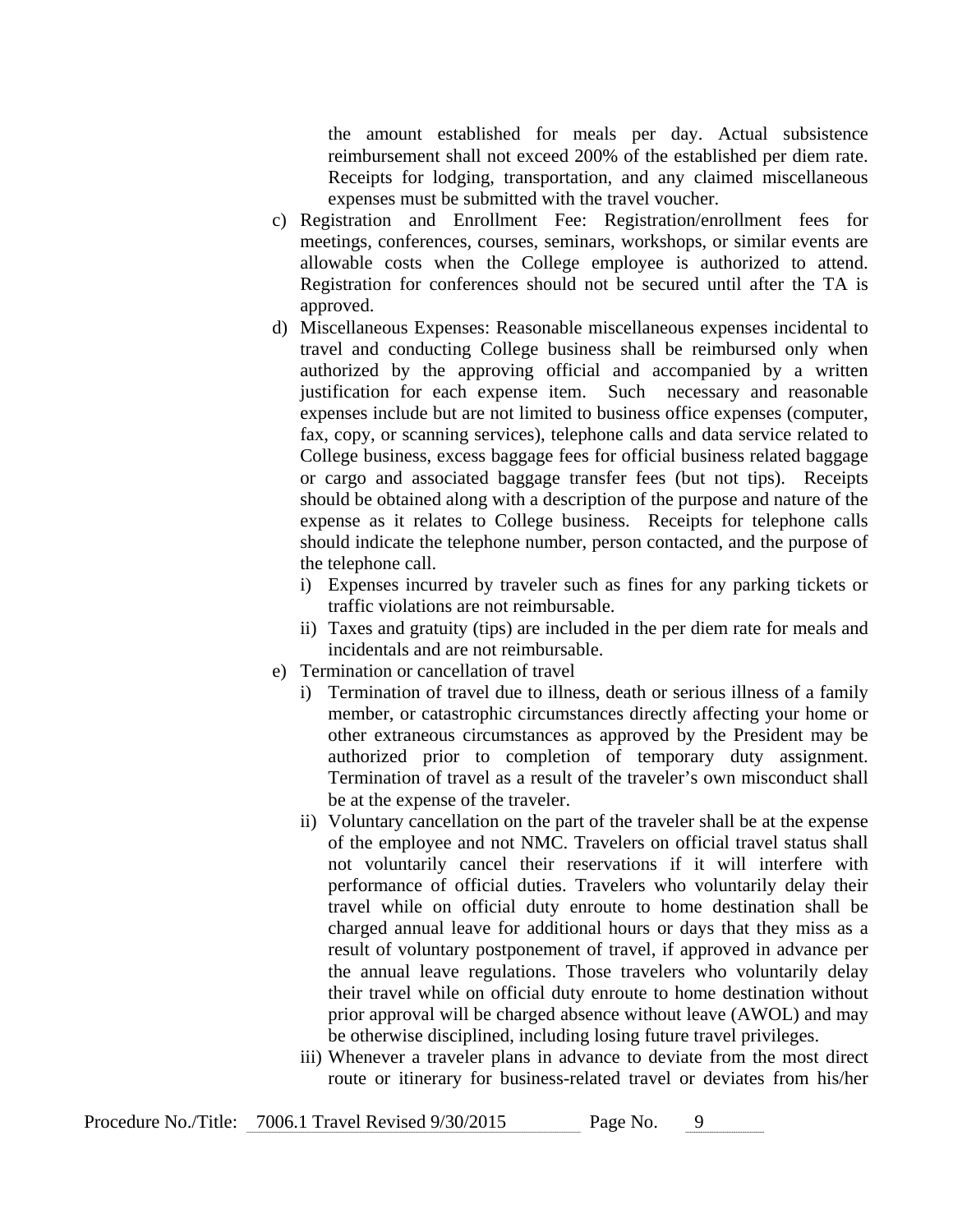the amount established for meals per day. Actual subsistence reimbursement shall not exceed 200% of the established per diem rate. Receipts for lodging, transportation, and any claimed miscellaneous expenses must be submitted with the travel voucher.

c) Registration and Enrollment Fee: Registration/enrollment fees for meetings, conferences, courses, seminars, workshops, or similar events are allowable costs when the College employee is authorized to attend. Registration for conferences should not be secured until after the TA is approved.

d) Miscellaneous Expenses: Reasonable miscellaneous expenses incidental to travel and conducting College business shall be reimbursed only when authorized by the approving official and accompanied by a written justification for each expense item. Such necessary and reasonable expenses include but are not limited to business office expenses (computer, fax, copy, or scanning services), telephone calls and data service related to College business, excess baggage fees for official business related baggage or cargo and associated baggage transfer fees (but not tips). Receipts should be obtained along with a description of the purpose and nature of the expense as it relates to College business. Receipts for telephone calls should indicate the telephone number, person contacted, and the purpose of the telephone call.
   i) Expenses incurred by traveler such as fines for any parking tickets or traffic violations are not reimbursable.
   ii) Taxes and gratuity (tips) are included in the per diem rate for meals and incidentals and are not reimbursable.

e) Termination or cancellation of travel
   i) Termination of travel due to illness, death or serious illness of a family member, or catastrophic circumstances directly affecting your home or other extraneous circumstances as approved by the President may be authorized prior to completion of temporary duty assignment. Termination of travel as a result of the traveler's own misconduct shall be at the expense of the traveler.
   ii) Voluntary cancellation on the part of the traveler shall be at the expense of the employee and not NMC. Travelers on official travel status shall not voluntarily cancel their reservations if it will interfere with performance of official duties. Travelers who voluntarily delay their travel while on official duty enroute to home destination shall be charged annual leave for additional hours or days that they miss as a result of voluntary postponement of travel, if approved in advance per the annual leave regulations. Those travelers who voluntarily delay their travel while on official duty enroute to home destination without prior approval will be charged absence without leave (AWOL) and may be otherwise disciplined, including losing future travel privileges.
   iii) Whenever a traveler plans in advance to deviate from the most direct route or itinerary for business-related travel or deviates from his/her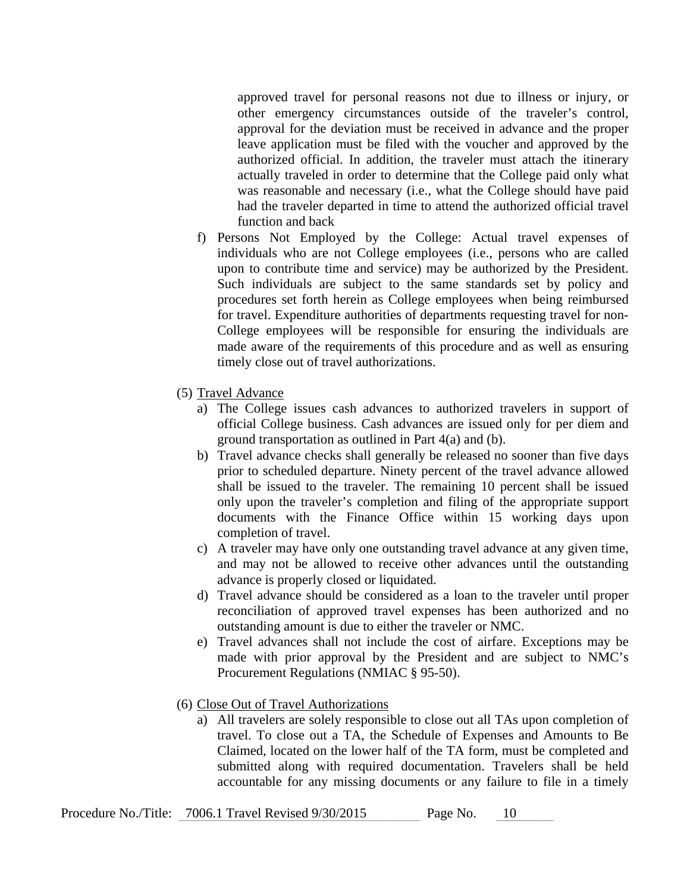approved travel for personal reasons not due to illness or injury, or other emergency circumstances outside of the traveler's control, approval for the deviation must be received in advance and the proper leave application must be filed with the voucher and approved by the authorized official. In addition, the traveler must attach the itinerary actually traveled in order to determine that the College paid only what was reasonable and necessary (i.e., what the College should have paid had the traveler departed in time to attend the authorized official travel function and back

f) Persons Not Employed by the College: Actual travel expenses of individuals who are not College employees (i.e., persons who are called upon to contribute time and service) may be authorized by the President. Such individuals are subject to the same standards set by policy and procedures set forth herein as College employees when being reimbursed for travel. Expenditure authorities of departments requesting travel for non-College employees will be responsible for ensuring the individuals are made aware of the requirements of this procedure and as well as ensuring timely close out of travel authorizations.

(5) Travel Advance

a) The College issues cash advances to authorized travelers in support of official College business. Cash advances are issued only for per diem and ground transportation as outlined in Part 4(a) and (b).
b) Travel advance checks shall generally be released no sooner than five days prior to scheduled departure. Ninety percent of the travel advance allowed shall be issued to the traveler. The remaining 10 percent shall be issued only upon the traveler's completion and filing of the appropriate support documents with the Finance Office within 15 working days upon completion of travel.
c) A traveler may have only one outstanding travel advance at any given time, and may not be allowed to receive other advances until the outstanding advance is properly closed or liquidated.
d) Travel advance should be considered as a loan to the traveler until proper reconciliation of approved travel expenses has been authorized and no outstanding amount is due to either the traveler or NMC.
e) Travel advances shall not include the cost of airfare. Exceptions may be made with prior approval by the President and are subject to NMC's Procurement Regulations (NMIAC § 95-50).

(6) Close Out of Travel Authorizations

a) All travelers are solely responsible to close out all TAs upon completion of travel. To close out a TA, the Schedule of Expenses and Amounts to Be Claimed, located on the lower half of the TA form, must be completed and submitted along with required documentation. Travelers shall be held accountable for any missing documents or any failure to file in a timely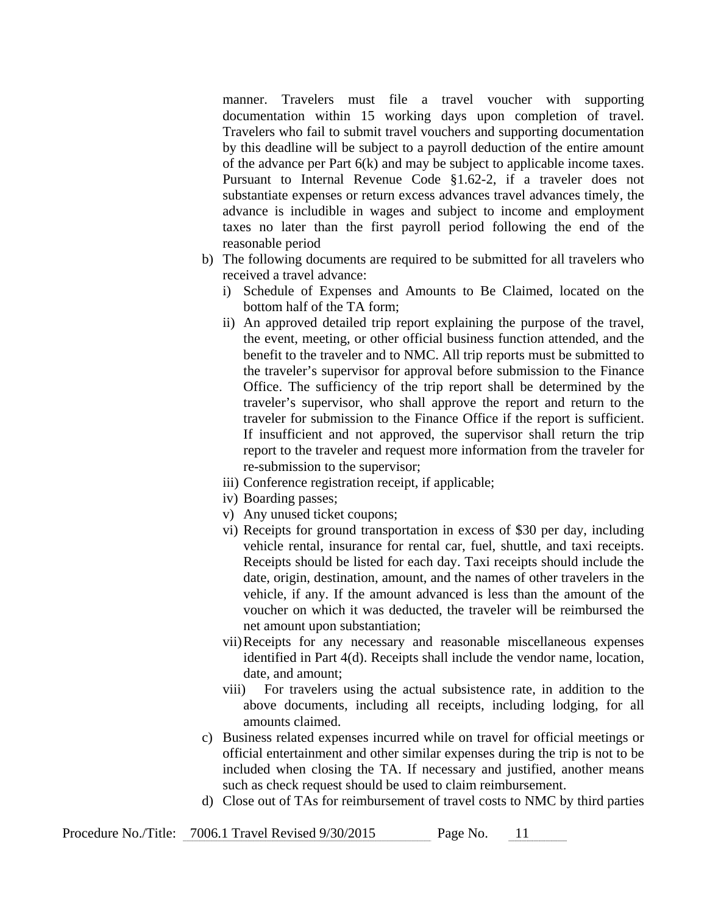manner. Travelers must file a travel voucher with supporting documentation within 15 working days upon completion of travel. Travelers who fail to submit travel vouchers and supporting documentation by this deadline will be subject to a payroll deduction of the entire amount of the advance per Part 6(k) and may be subject to applicable income taxes. Pursuant to Internal Revenue Code §1.62-2, if a traveler does not substantiate expenses or return excess advances travel advances timely, the advance is includible in wages and subject to income and employment taxes no later than the first payroll period following the end of the reasonable period

b) The following documents are required to be submitted for all travelers who received a travel advance:
   i) Schedule of Expenses and Amounts to Be Claimed, located on the bottom half of the TA form;
   ii) An approved detailed trip report explaining the purpose of the travel, the event, meeting, or other official business function attended, and the benefit to the traveler and to NMC. All trip reports must be submitted to the traveler's supervisor for approval before submission to the Finance Office. The sufficiency of the trip report shall be determined by the traveler's supervisor, who shall approve the report and return to the traveler for submission to the Finance Office if the report is sufficient. If insufficient and not approved, the supervisor shall return the trip report to the traveler and request more information from the traveler for re-submission to the supervisor;
   iii) Conference registration receipt, if applicable;
   iv) Boarding passes;
   v) Any unused ticket coupons;
   vi) Receipts for ground transportation in excess of $30 per day, including vehicle rental, insurance for rental car, fuel, shuttle, and taxi receipts. Receipts should be listed for each day. Taxi receipts should include the date, origin, destination, amount, and the names of other travelers in the vehicle, if any. If the amount advanced is less than the amount of the voucher on which it was deducted, the traveler will be reimbursed the net amount upon substantiation;
   vii) Receipts for any necessary and reasonable miscellaneous expenses identified in Part 4(d). Receipts shall include the vendor name, location, date, and amount;
   viii) For travelers using the actual subsistence rate, in addition to the above documents, including all receipts, including lodging, for all amounts claimed.

c) Business related expenses incurred while on travel for official meetings or official entertainment and other similar expenses during the trip is not to be included when closing the TA. If necessary and justified, another means such as check request should be used to claim reimbursement.

d) Close out of TAs for reimbursement of travel costs to NMC by third parties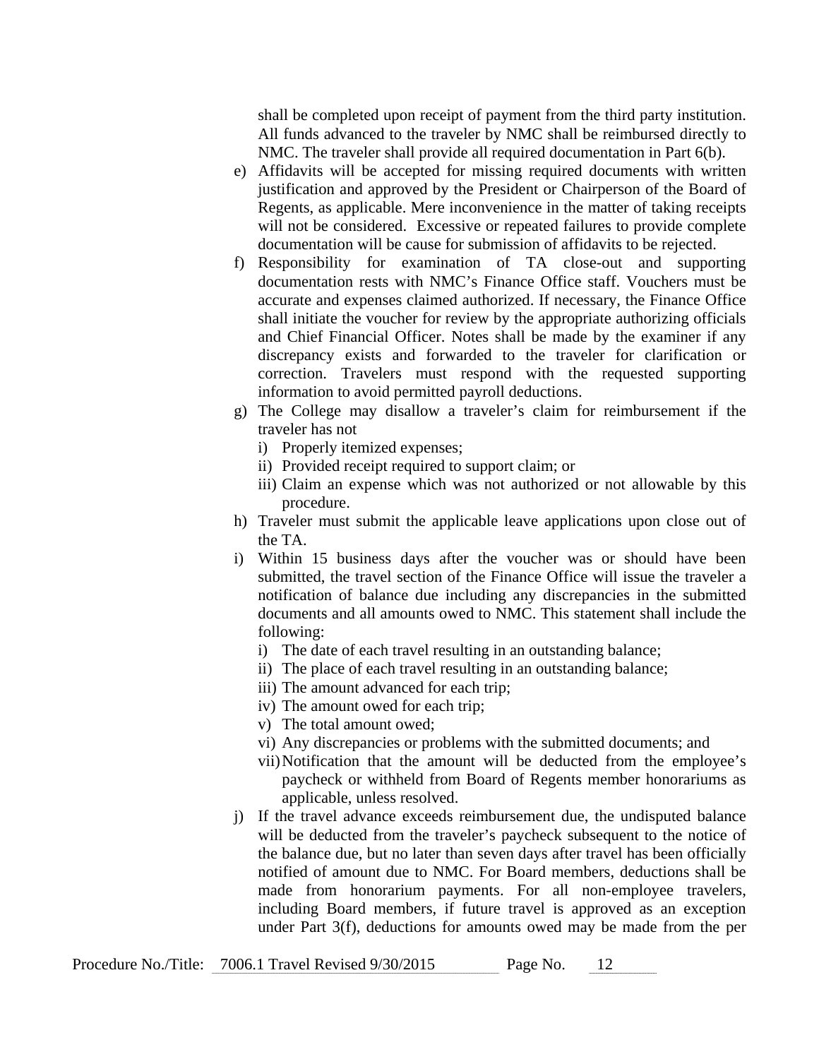shall be completed upon receipt of payment from the third party institution. All funds advanced to the traveler by NMC shall be reimbursed directly to NMC. The traveler shall provide all required documentation in Part 6(b).

e) Affidavits will be accepted for missing required documents with written justification and approved by the President or Chairperson of the Board of Regents, as applicable. Mere inconvenience in the matter of taking receipts will not be considered. Excessive or repeated failures to provide complete documentation will be cause for submission of affidavits to be rejected.

f) Responsibility for examination of TA close-out and supporting documentation rests with NMC's Finance Office staff. Vouchers must be accurate and expenses claimed authorized. If necessary, the Finance Office shall initiate the voucher for review by the appropriate authorizing officials and Chief Financial Officer. Notes shall be made by the examiner if any discrepancy exists and forwarded to the traveler for clarification or correction. Travelers must respond with the requested supporting information to avoid permitted payroll deductions.

g) The College may disallow a traveler's claim for reimbursement if the traveler has not
   i) Properly itemized expenses;
   ii) Provided receipt required to support claim; or
   iii) Claim an expense which was not authorized or not allowable by this procedure.

h) Traveler must submit the applicable leave applications upon close out of the TA.

i) Within 15 business days after the voucher was or should have been submitted, the travel section of the Finance Office will issue the traveler a notification of balance due including any discrepancies in the submitted documents and all amounts owed to NMC. This statement shall include the following:
   i) The date of each travel resulting in an outstanding balance;
   ii) The place of each travel resulting in an outstanding balance;
   iii) The amount advanced for each trip;
   iv) The amount owed for each trip;
   v) The total amount owed;
   vi) Any discrepancies or problems with the submitted documents; and
   vii) Notification that the amount will be deducted from the employee's paycheck or withheld from Board of Regents member honorariums as applicable, unless resolved.

j) If the travel advance exceeds reimbursement due, the undisputed balance will be deducted from the traveler's paycheck subsequent to the notice of the balance due, but no later than seven days after travel has been officially notified of amount due to NMC. For Board members, deductions shall be made from honorarium payments. For all non-employee travelers, including Board members, if future travel is approved as an exception under Part 3(f), deductions for amounts owed may be made from the per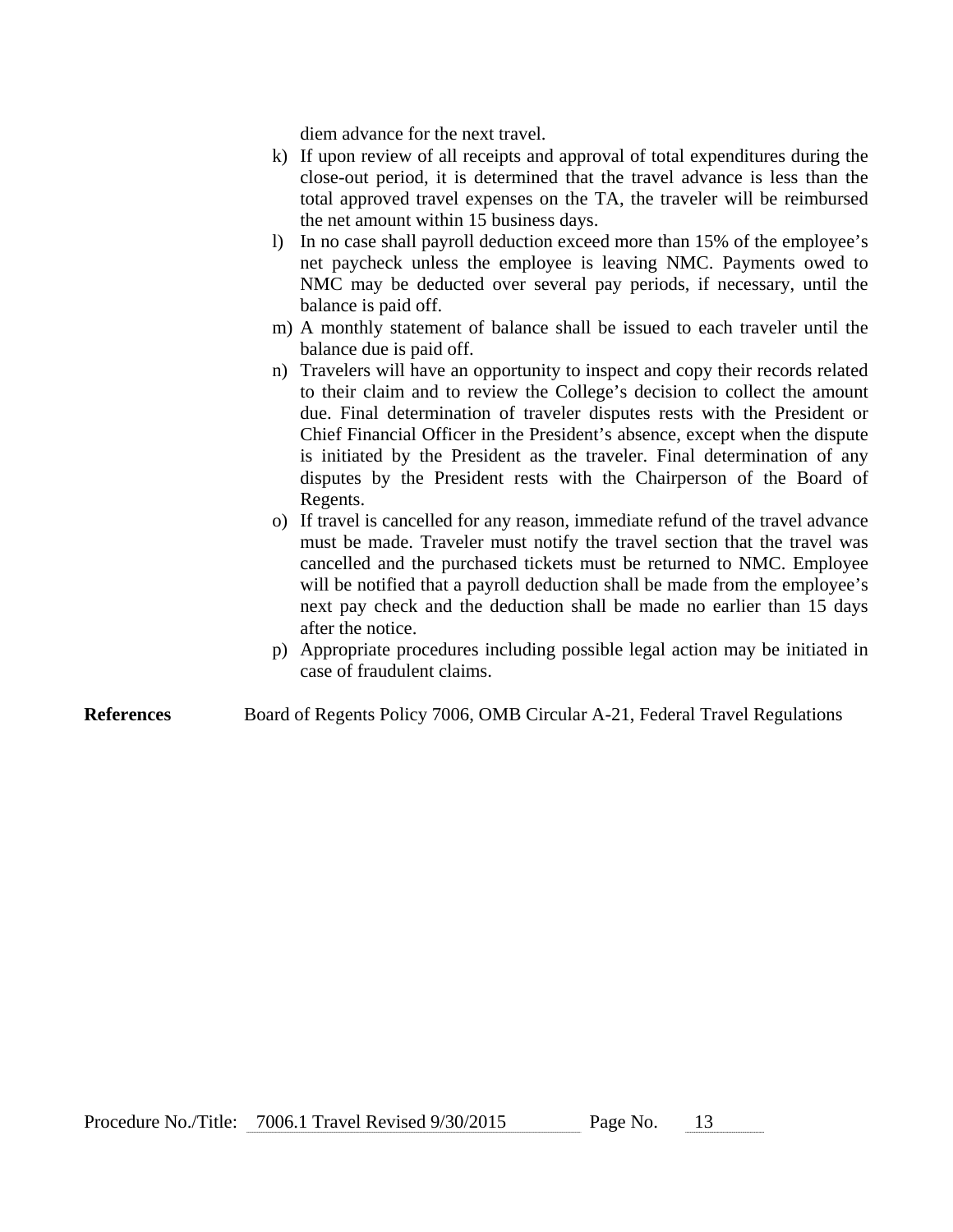diem advance for the next travel.

k) If upon review of all receipts and approval of total expenditures during the close-out period, it is determined that the travel advance is less than the total approved travel expenses on the TA, the traveler will be reimbursed the net amount within 15 business days.
l) In no case shall payroll deduction exceed more than 15% of the employee's net paycheck unless the employee is leaving NMC. Payments owed to NMC may be deducted over several pay periods, if necessary, until the balance is paid off.
m) A monthly statement of balance shall be issued to each traveler until the balance due is paid off.
n) Travelers will have an opportunity to inspect and copy their records related to their claim and to review the College's decision to collect the amount due. Final determination of traveler disputes rests with the President or Chief Financial Officer in the President's absence, except when the dispute is initiated by the President as the traveler. Final determination of any disputes by the President rests with the Chairperson of the Board of Regents.
o) If travel is cancelled for any reason, immediate refund of the travel advance must be made. Traveler must notify the travel section that the travel was cancelled and the purchased tickets must be returned to NMC. Employee will be notified that a payroll deduction shall be made from the employee's next pay check and the deduction shall be made no earlier than 15 days after the notice.
p) Appropriate procedures including possible legal action may be initiated in case of fraudulent claims.

**References** Board of Regents Policy 7006, OMB Circular A-21, Federal Travel Regulations